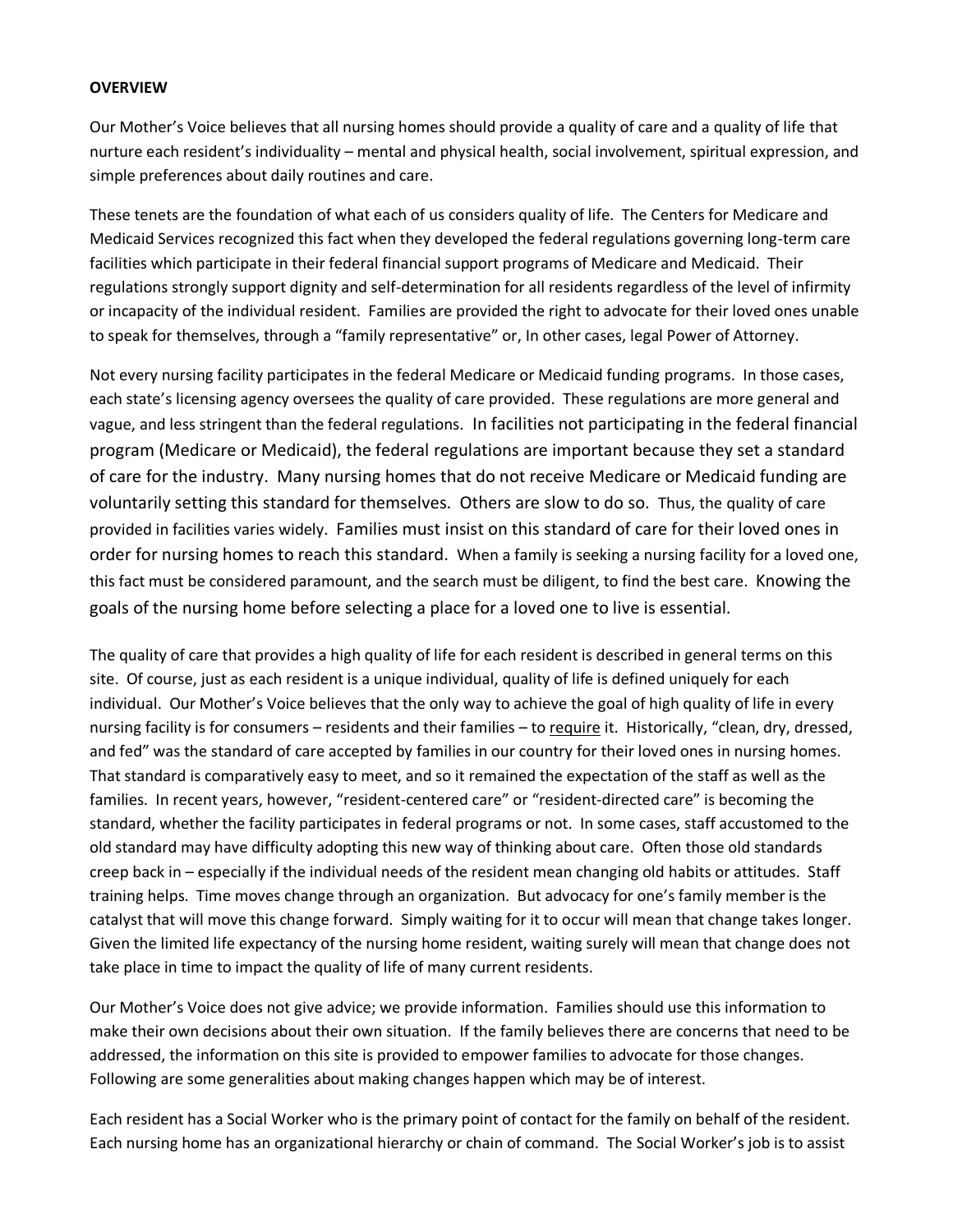**OVERVIEW**

Our Mother's Voice believes that all nursing homes should provide a quality of care and a quality of life that nurture each resident's individuality – mental and physical health, social involvement, spiritual expression, and simple preferences about daily routines and care.

These tenets are the foundation of what each of us considers quality of life. The Centers for Medicare and Medicaid Services recognized this fact when they developed the federal regulations governing long-term care facilities which participate in their federal financial support programs of Medicare and Medicaid. Their regulations strongly support dignity and self-determination for all residents regardless of the level of infirmity or incapacity of the individual resident. Families are provided the right to advocate for their loved ones unable to speak for themselves, through a "family representative" or, In other cases, legal Power of Attorney.

Not every nursing facility participates in the federal Medicare or Medicaid funding programs. In those cases, each state's licensing agency oversees the quality of care provided. These regulations are more general and vague, and less stringent than the federal regulations. In facilities not participating in the federal financial program (Medicare or Medicaid), the federal regulations are important because they set a standard of care for the industry. Many nursing homes that do not receive Medicare or Medicaid funding are voluntarily setting this standard for themselves. Others are slow to do so. Thus, the quality of care provided in facilities varies widely. Families must insist on this standard of care for their loved ones in order for nursing homes to reach this standard. When a family is seeking a nursing facility for a loved one, this fact must be considered paramount, and the search must be diligent, to find the best care. Knowing the goals of the nursing home before selecting a place for a loved one to live is essential.

The quality of care that provides a high quality of life for each resident is described in general terms on this site. Of course, just as each resident is a unique individual, quality of life is defined uniquely for each individual. Our Mother's Voice believes that the only way to achieve the goal of high quality of life in every nursing facility is for consumers – residents and their families – to <u>require</u> it. Historically, "clean, dry, dressed, and fed" was the standard of care accepted by families in our country for their loved ones in nursing homes. That standard is comparatively easy to meet, and so it remained the expectation of the staff as well as the families. In recent years, however, "resident-centered care" or "resident-directed care" is becoming the standard, whether the facility participates in federal programs or not. In some cases, staff accustomed to the old standard may have difficulty adopting this new way of thinking about care. Often those old standards creep back in – especially if the individual needs of the resident mean changing old habits or attitudes. Staff training helps. Time moves change through an organization. But advocacy for one's family member is the catalyst that will move this change forward. Simply waiting for it to occur will mean that change takes longer. Given the limited life expectancy of the nursing home resident, waiting surely will mean that change does not take place in time to impact the quality of life of many current residents.

Our Mother's Voice does not give advice; we provide information. Families should use this information to make their own decisions about their own situation. If the family believes there are concerns that need to be addressed, the information on this site is provided to empower families to advocate for those changes. Following are some generalities about making changes happen which may be of interest.

Each resident has a Social Worker who is the primary point of contact for the family on behalf of the resident. Each nursing home has an organizational hierarchy or chain of command. The Social Worker's job is to assist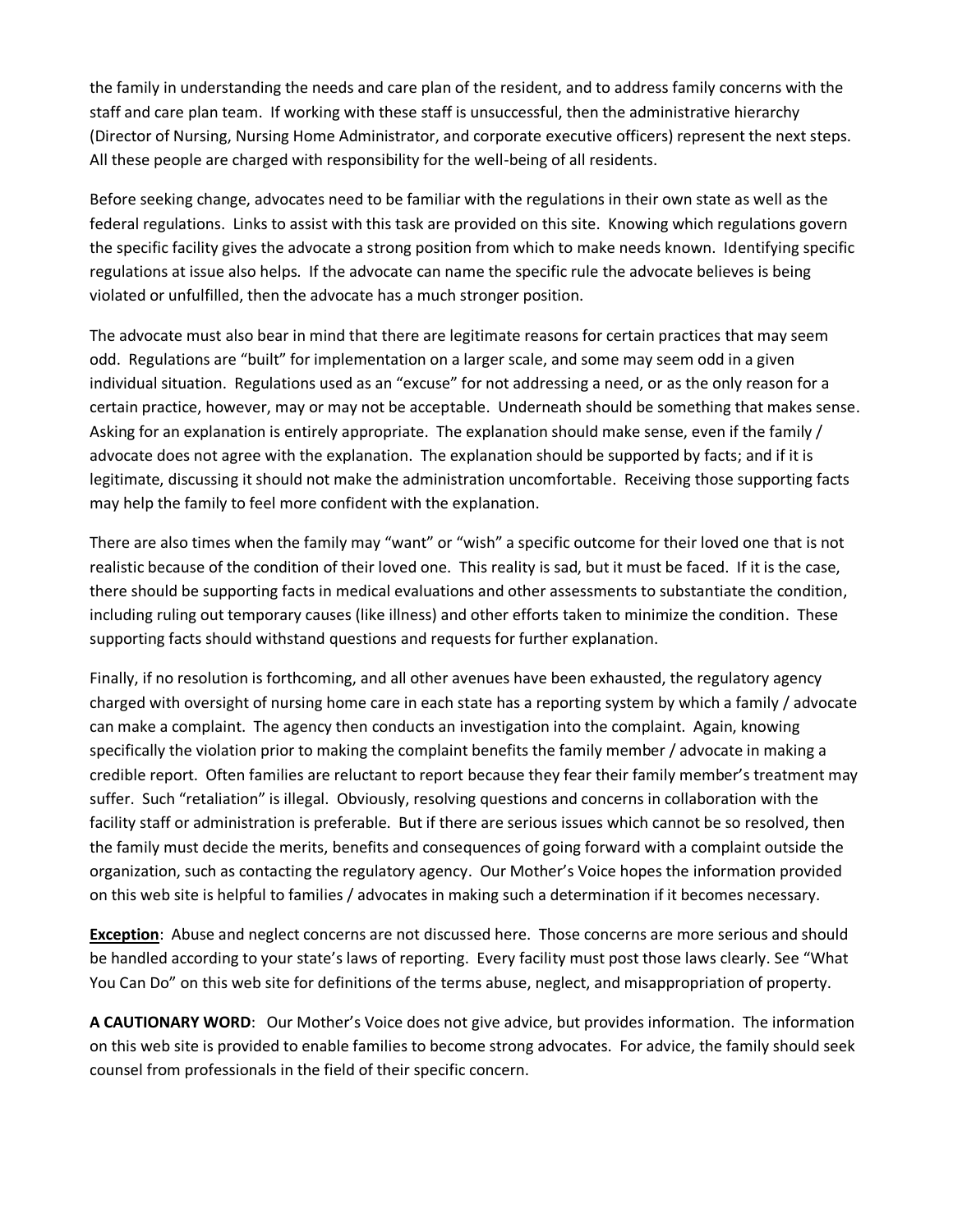the family in understanding the needs and care plan of the resident, and to address family concerns with the staff and care plan team. If working with these staff is unsuccessful, then the administrative hierarchy (Director of Nursing, Nursing Home Administrator, and corporate executive officers) represent the next steps. All these people are charged with responsibility for the well-being of all residents.

Before seeking change, advocates need to be familiar with the regulations in their own state as well as the federal regulations. Links to assist with this task are provided on this site. Knowing which regulations govern the specific facility gives the advocate a strong position from which to make needs known. Identifying specific regulations at issue also helps. If the advocate can name the specific rule the advocate believes is being violated or unfulfilled, then the advocate has a much stronger position.

The advocate must also bear in mind that there are legitimate reasons for certain practices that may seem odd. Regulations are "built" for implementation on a larger scale, and some may seem odd in a given individual situation. Regulations used as an "excuse" for not addressing a need, or as the only reason for a certain practice, however, may or may not be acceptable. Underneath should be something that makes sense. Asking for an explanation is entirely appropriate. The explanation should make sense, even if the family / advocate does not agree with the explanation. The explanation should be supported by facts; and if it is legitimate, discussing it should not make the administration uncomfortable. Receiving those supporting facts may help the family to feel more confident with the explanation.

There are also times when the family may "want" or "wish" a specific outcome for their loved one that is not realistic because of the condition of their loved one. This reality is sad, but it must be faced. If it is the case, there should be supporting facts in medical evaluations and other assessments to substantiate the condition, including ruling out temporary causes (like illness) and other efforts taken to minimize the condition. These supporting facts should withstand questions and requests for further explanation.

Finally, if no resolution is forthcoming, and all other avenues have been exhausted, the regulatory agency charged with oversight of nursing home care in each state has a reporting system by which a family / advocate can make a complaint. The agency then conducts an investigation into the complaint. Again, knowing specifically the violation prior to making the complaint benefits the family member / advocate in making a credible report. Often families are reluctant to report because they fear their family member's treatment may suffer. Such "retaliation" is illegal. Obviously, resolving questions and concerns in collaboration with the facility staff or administration is preferable. But if there are serious issues which cannot be so resolved, then the family must decide the merits, benefits and consequences of going forward with a complaint outside the organization, such as contacting the regulatory agency. Our Mother's Voice hopes the information provided on this web site is helpful to families / advocates in making such a determination if it becomes necessary.

**Exception**: Abuse and neglect concerns are not discussed here. Those concerns are more serious and should be handled according to your state's laws of reporting. Every facility must post those laws clearly. See "What You Can Do" on this web site for definitions of the terms abuse, neglect, and misappropriation of property.

**A CAUTIONARY WORD**: Our Mother's Voice does not give advice, but provides information. The information on this web site is provided to enable families to become strong advocates. For advice, the family should seek counsel from professionals in the field of their specific concern.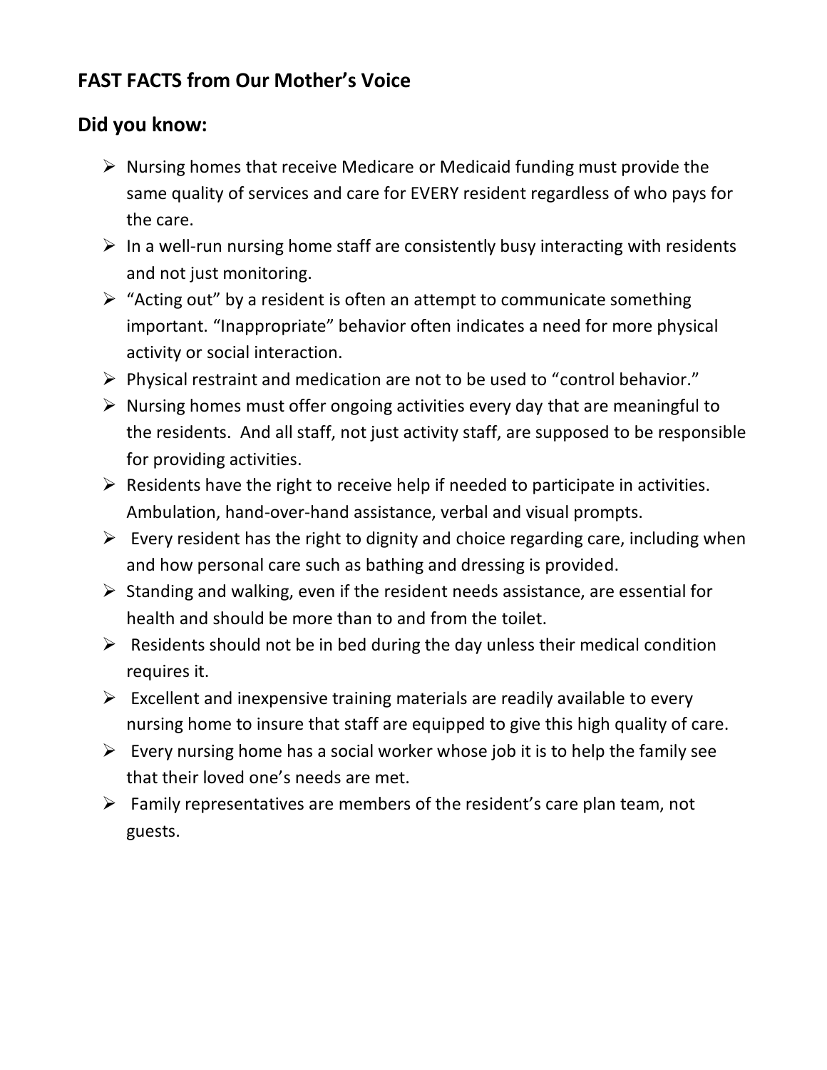## FAST FACTS from Our Mother's Voice

## Did you know:

- Nursing homes that receive Medicare or Medicaid funding must provide the same quality of services and care for EVERY resident regardless of who pays for the care.
- In a well-run nursing home staff are consistently busy interacting with residents and not just monitoring.
- "Acting out" by a resident is often an attempt to communicate something important. "Inappropriate" behavior often indicates a need for more physical activity or social interaction.
- Physical restraint and medication are not to be used to "control behavior."
- Nursing homes must offer ongoing activities every day that are meaningful to the residents. And all staff, not just activity staff, are supposed to be responsible for providing activities.
- Residents have the right to receive help if needed to participate in activities. Ambulation, hand-over-hand assistance, verbal and visual prompts.
- Every resident has the right to dignity and choice regarding care, including when and how personal care such as bathing and dressing is provided.
- Standing and walking, even if the resident needs assistance, are essential for health and should be more than to and from the toilet.
- Residents should not be in bed during the day unless their medical condition requires it.
- Excellent and inexpensive training materials are readily available to every nursing home to insure that staff are equipped to give this high quality of care.
- Every nursing home has a social worker whose job it is to help the family see that their loved one's needs are met.
- Family representatives are members of the resident's care plan team, not guests.